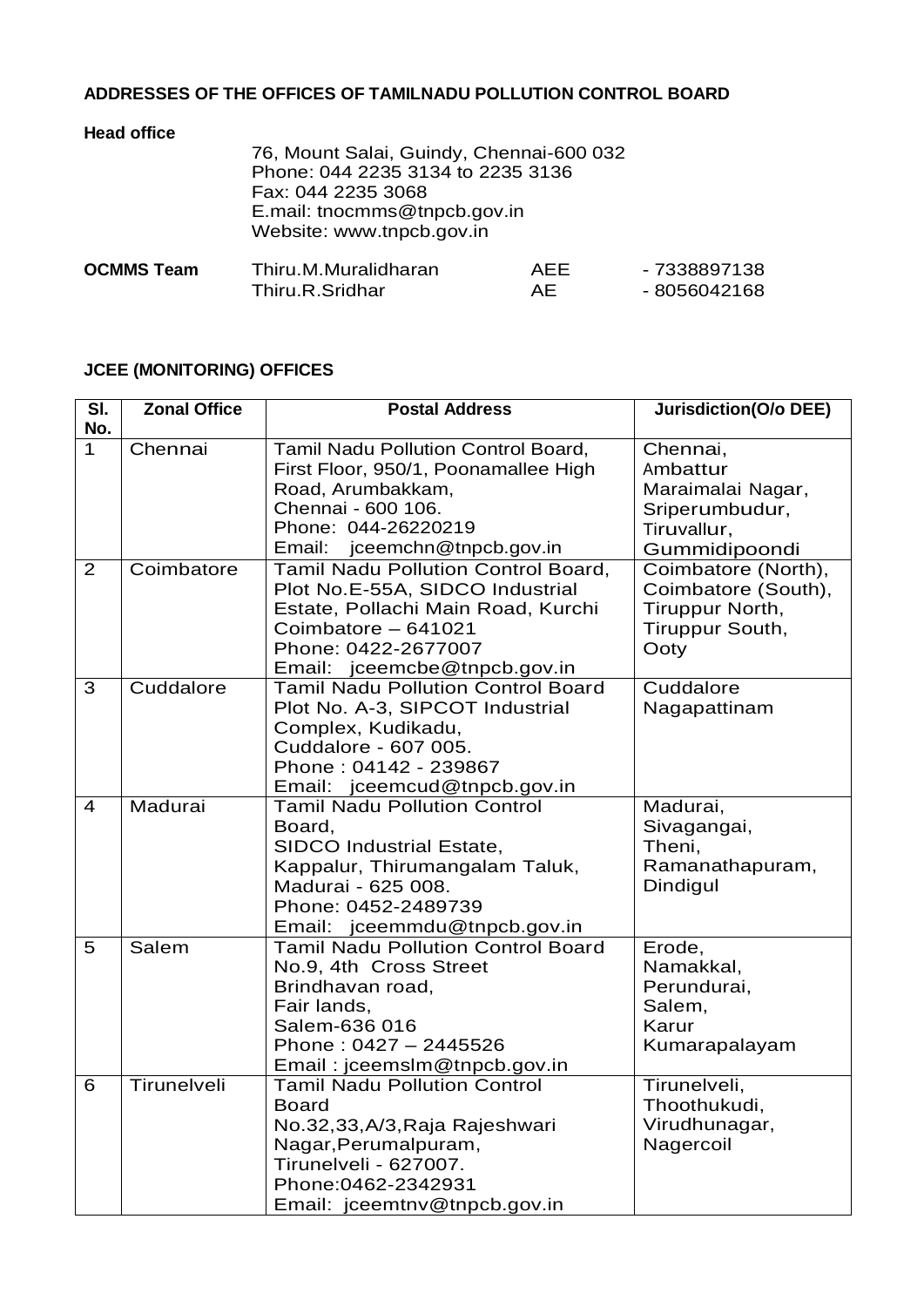**ADDRESSES OF THE OFFICES OF TAMILNADU POLLUTION CONTROL BOARD**

**Head office**

76, Mount Salai, Guindy, Chennai-600 032
Phone: 044 2235 3134 to 2235 3136
Fax: 044 2235 3068
E.mail: tnocmms@tnpcb.gov.in
Website: www.tnpcb.gov.in

| **OCMMS Team** | Thiru.M.Muralidharan | AEE | - 7338897138 |
|---|---|---|---|
| | Thiru.R.Sridhar | AE | - 8056042168 |

**JCEE (MONITORING) OFFICES**

| Sl. No. | Zonal Office | Postal Address | Jurisdiction(O/o DEE) |
|---|---|---|---|
| 1 | Chennai | Tamil Nadu Pollution Control Board, First Floor, 950/1, Poonamallee High Road, Arumbakkam, Chennai - 600 106. Phone: 044-26220219 Email: jceemchn@tnpcb.gov.in | Chennai, Ambattur Maraimalai Nagar, Sriperumbudur, Tiruvallur, Gummidipoondi |
| 2 | Coimbatore | Tamil Nadu Pollution Control Board, Plot No.E-55A, SIDCO Industrial Estate, Pollachi Main Road, Kurchi Coimbatore – 641021 Phone: 0422-2677007 Email: jceemcbe@tnpcb.gov.in | Coimbatore (North), Coimbatore (South), Tiruppur North, Tiruppur South, Ooty |
| 3 | Cuddalore | Tamil Nadu Pollution Control Board Plot No. A-3, SIPCOT Industrial Complex, Kudikadu, Cuddalore - 607 005. Phone : 04142 - 239867 Email: jceemcud@tnpcb.gov.in | Cuddalore Nagapattinam |
| 4 | Madurai | Tamil Nadu Pollution Control Board, SIDCO Industrial Estate, Kappalur, Thirumangalam Taluk, Madurai - 625 008. Phone: 0452-2489739 Email: jceemmdu@tnpcb.gov.in | Madurai, Sivagangai, Theni, Ramanathapuram, Dindigul |
| 5 | Salem | Tamil Nadu Pollution Control Board No.9, 4th Cross Street Brindhavan road, Fair lands, Salem-636 016 Phone : 0427 – 2445526 Email : jceemslm@tnpcb.gov.in | Erode, Namakkal, Perundurai, Salem, Karur Kumarapalayam |
| 6 | Tirunelveli | Tamil Nadu Pollution Control Board No.32,33,A/3,Raja Rajeshwari Nagar,Perumalpuram, Tirunelveli - 627007. Phone:0462-2342931 Email: jceemtnv@tnpcb.gov.in | Tirunelveli, Thoothukudi, Virudhunagar, Nagercoil |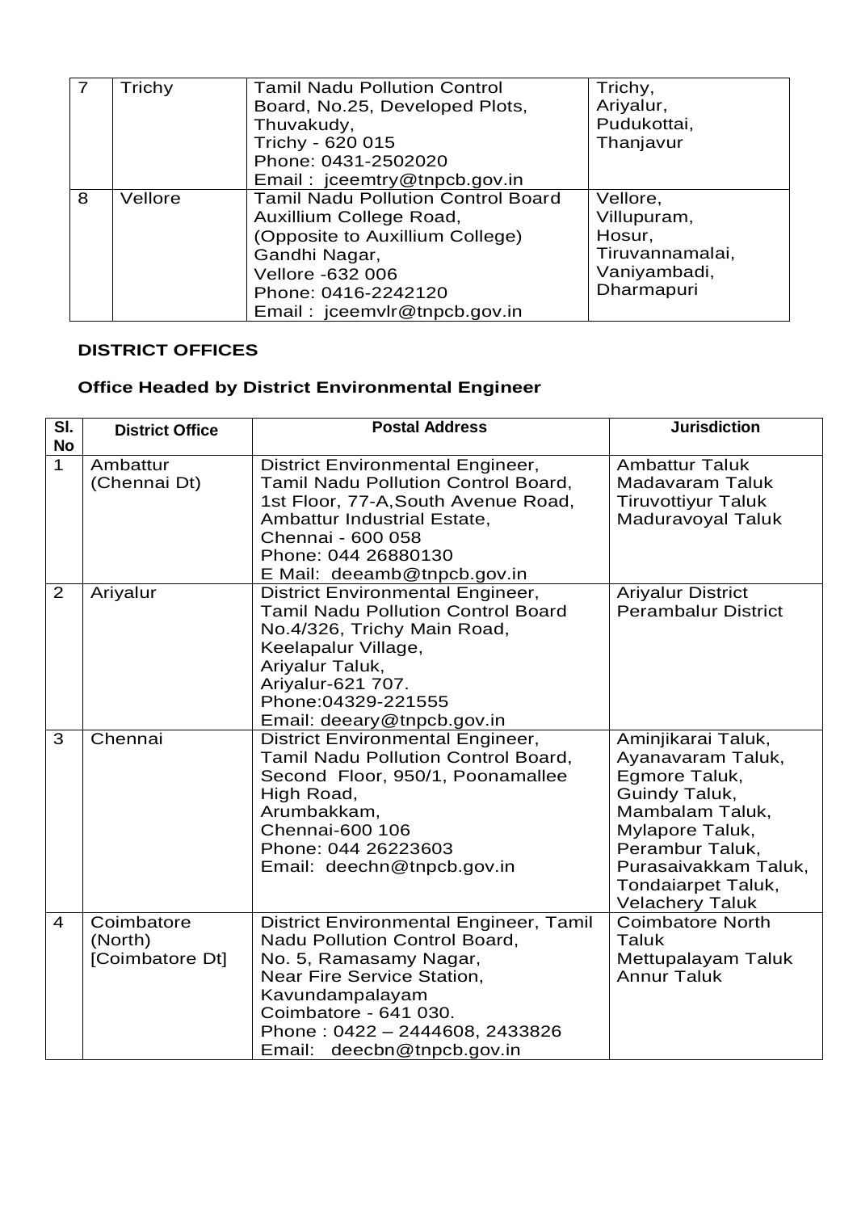| | | | |
|---|---|---|---|
| 7 | Trichy | Tamil Nadu Pollution Control Board, No.25, Developed Plots, Thuvakudy, Trichy - 620 015 Phone: 0431-2502020 Email : jceemtry@tnpcb.gov.in | Trichy, Ariyalur, Pudukottai, Thanjavur |
| 8 | Vellore | Tamil Nadu Pollution Control Board Auxillium College Road, (Opposite to Auxillium College) Gandhi Nagar, Vellore -632 006 Phone: 0416-2242120 Email : jceemvlr@tnpcb.gov.in | Vellore, Villupuram, Hosur, Tiruvannamalai, Vaniyambadi, Dharmapuri |

**DISTRICT OFFICES**

**Office Headed by District Environmental Engineer**

| Sl. No | District Office | Postal Address | Jurisdiction |
|---|---|---|---|
| 1 | Ambattur (Chennai Dt) | District Environmental Engineer, Tamil Nadu Pollution Control Board, 1st Floor, 77-A,South Avenue Road, Ambattur Industrial Estate, Chennai - 600 058 Phone: 044 26880130 E Mail: deeamb@tnpcb.gov.in | Ambattur Taluk Madavaram Taluk Tiruvottiyur Taluk Maduravoyal Taluk |
| 2 | Ariyalur | District Environmental Engineer, Tamil Nadu Pollution Control Board No.4/326, Trichy Main Road, Keelapalur Village, Ariyalur Taluk, Ariyalur-621 707. Phone:04329-221555 Email: deeary@tnpcb.gov.in | Ariyalur District Perambalur District |
| 3 | Chennai | District Environmental Engineer, Tamil Nadu Pollution Control Board, Second Floor, 950/1, Poonamallee High Road, Arumbakkam, Chennai-600 106 Phone: 044 26223603 Email: deechn@tnpcb.gov.in | Aminjikarai Taluk, Ayanavaram Taluk, Egmore Taluk, Guindy Taluk, Mambalam Taluk, Mylapore Taluk, Perambur Taluk, Purasaivakkam Taluk, Tondaiarpet Taluk, Velachery Taluk |
| 4 | Coimbatore (North) [Coimbatore Dt] | District Environmental Engineer, Tamil Nadu Pollution Control Board, No. 5, Ramasamy Nagar, Near Fire Service Station, Kavundampalayam Coimbatore - 641 030. Phone : 0422 – 2444608, 2433826 Email: deecbn@tnpcb.gov.in | Coimbatore North Taluk Mettupalayam Taluk Annur Taluk |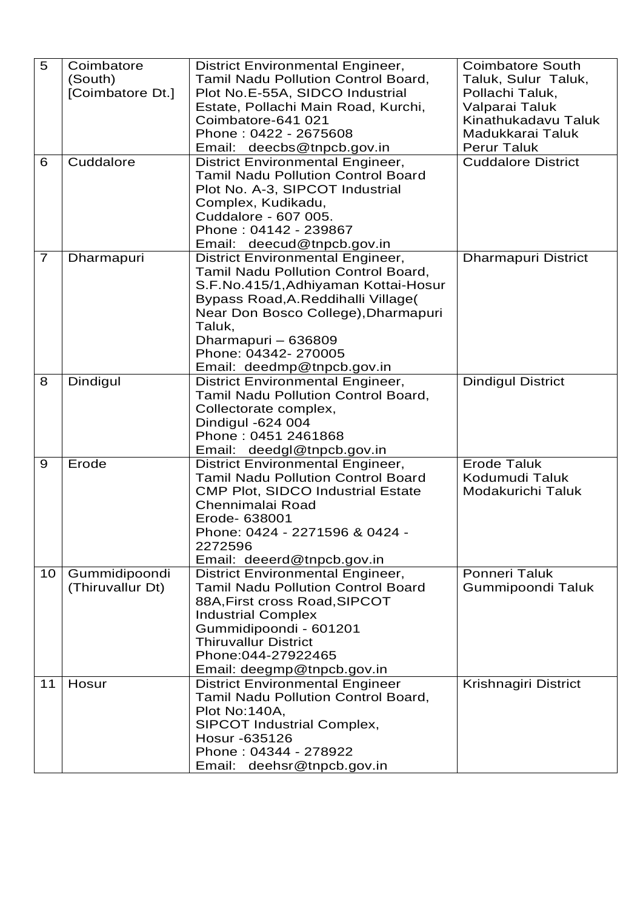| 5 | Coimbatore (South) [Coimbatore Dt.] | District Environmental Engineer, Tamil Nadu Pollution Control Board, Plot No.E-55A, SIDCO Industrial Estate, Pollachi Main Road, Kurchi, Coimbatore-641 021 Phone : 0422 - 2675608 Email: deecbs@tnpcb.gov.in | Coimbatore South Taluk, Sulur Taluk, Pollachi Taluk, Valparai Taluk Kinathukadavu Taluk Madukkarai Taluk Perur Taluk |
|---|---|---|---|
| 6 | Cuddalore | District Environmental Engineer, Tamil Nadu Pollution Control Board Plot No. A-3, SIPCOT Industrial Complex, Kudikadu, Cuddalore - 607 005. Phone : 04142 - 239867 Email: deecud@tnpcb.gov.in | Cuddalore District |
| 7 | Dharmapuri | District Environmental Engineer, Tamil Nadu Pollution Control Board, S.F.No.415/1,Adhiyaman Kottai-Hosur Bypass Road,A.Reddihalli Village( Near Don Bosco College),Dharmapuri Taluk, Dharmapuri – 636809 Phone: 04342- 270005 Email: deedmp@tnpcb.gov.in | Dharmapuri District |
| 8 | Dindigul | District Environmental Engineer, Tamil Nadu Pollution Control Board, Collectorate complex, Dindigul -624 004 Phone : 0451 2461868 Email: deedgl@tnpcb.gov.in | Dindigul District |
| 9 | Erode | District Environmental Engineer, Tamil Nadu Pollution Control Board CMP Plot, SIDCO Industrial Estate Chennimalai Road Erode- 638001 Phone: 0424 - 2271596 & 0424 - 2272596 Email: deeerd@tnpcb.gov.in | Erode Taluk Kodumudi Taluk Modakurichi Taluk |
| 10 | Gummidipoondi (Thiruvallur Dt) | District Environmental Engineer, Tamil Nadu Pollution Control Board 88A,First cross Road,SIPCOT Industrial Complex Gummidipoondi - 601201 Thiruvallur District Phone:044-27922465 Email: deegmp@tnpcb.gov.in | Ponneri Taluk Gummipoondi Taluk |
| 11 | Hosur | District Environmental Engineer Tamil Nadu Pollution Control Board, Plot No:140A, SIPCOT Industrial Complex, Hosur -635126 Phone : 04344 - 278922 Email: deehsr@tnpcb.gov.in | Krishnagiri District |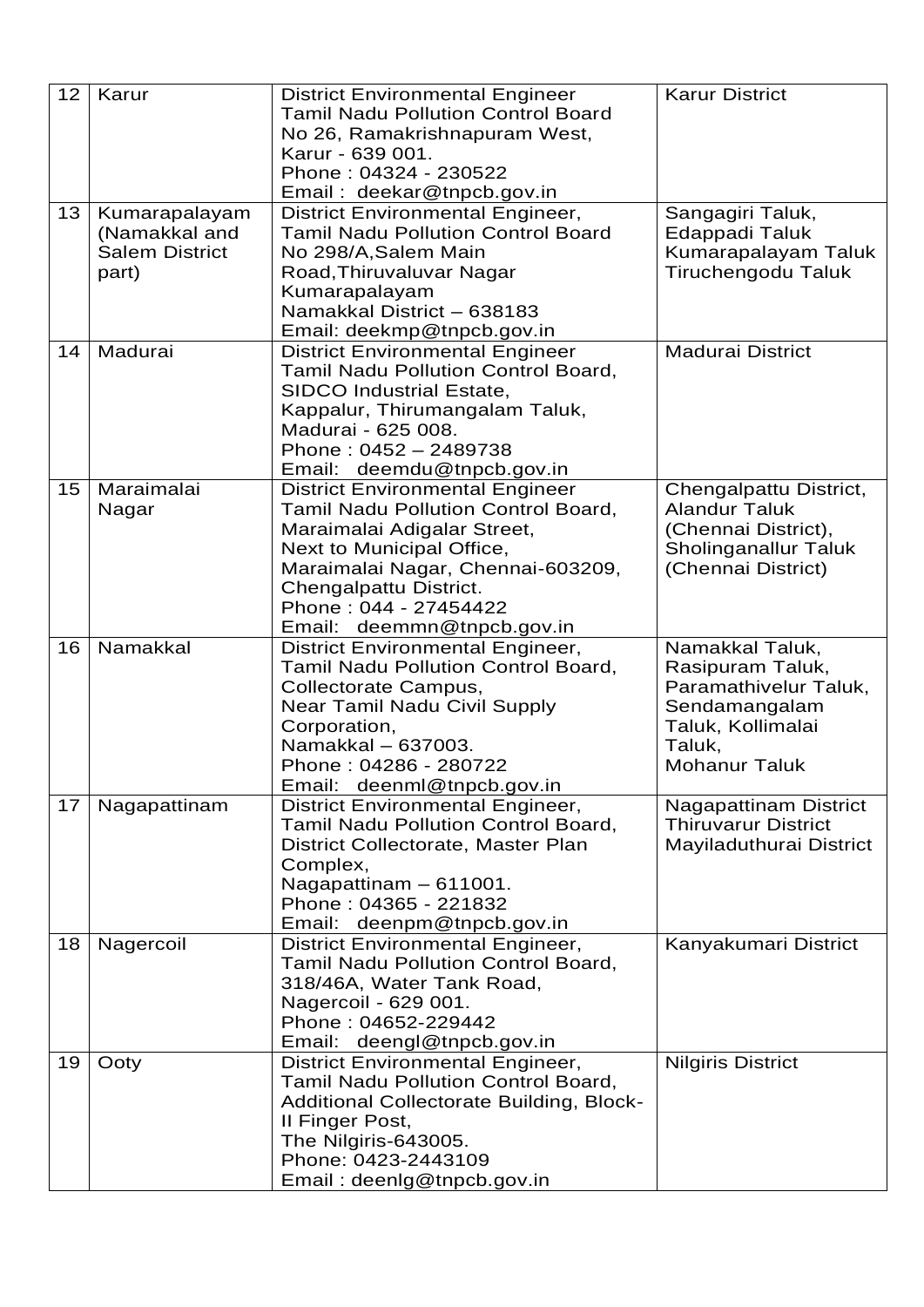| 12 | Karur | District Environmental Engineer<br>Tamil Nadu Pollution Control Board<br>No 26, Ramakrishnapuram West,<br>Karur - 639 001.<br>Phone : 04324 - 230522<br>Email : deekar@tnpcb.gov.in | Karur District |
|---|---|---|---|
| 13 | Kumarapalayam (Namakkal and Salem District part) | District Environmental Engineer,<br>Tamil Nadu Pollution Control Board<br>No 298/A,Salem Main Road,Thiruvaluvar Nagar<br>Kumarapalayam<br>Namakkal District – 638183<br>Email: deekmp@tnpcb.gov.in | Sangagiri Taluk,<br>Edappadi Taluk<br>Kumarapalayam Taluk<br>Tiruchengodu Taluk |
| 14 | Madurai | District Environmental Engineer<br>Tamil Nadu Pollution Control Board,<br>SIDCO Industrial Estate,<br>Kappalur, Thirumangalam Taluk,<br>Madurai - 625 008.<br>Phone : 0452 – 2489738<br>Email: deemdu@tnpcb.gov.in | Madurai District |
| 15 | Maraimalai Nagar | District Environmental Engineer<br>Tamil Nadu Pollution Control Board,<br>Maraimalai Adigalar Street,<br>Next to Municipal Office,<br>Maraimalai Nagar, Chennai-603209,<br>Chengalpattu District.<br>Phone : 044 - 27454422<br>Email: deemmn@tnpcb.gov.in | Chengalpattu District,<br>Alandur Taluk (Chennai District),<br>Sholinganallur Taluk (Chennai District) |
| 16 | Namakkal | District Environmental Engineer,<br>Tamil Nadu Pollution Control Board,<br>Collectorate Campus,<br>Near Tamil Nadu Civil Supply Corporation,<br>Namakkal – 637003.<br>Phone : 04286 - 280722<br>Email: deenml@tnpcb.gov.in | Namakkal Taluk,<br>Rasipuram Taluk,<br>Paramathivelur Taluk,<br>Sendamangalam Taluk, Kollimalai Taluk,<br>Mohanur Taluk |
| 17 | Nagapattinam | District Environmental Engineer,<br>Tamil Nadu Pollution Control Board,<br>District Collectorate, Master Plan Complex,<br>Nagapattinam – 611001.<br>Phone : 04365 - 221832<br>Email: deenpm@tnpcb.gov.in | Nagapattinam District<br>Thiruvarur District<br>Mayiladuthurai District |
| 18 | Nagercoil | District Environmental Engineer,<br>Tamil Nadu Pollution Control Board,<br>318/46A, Water Tank Road,<br>Nagercoil - 629 001.<br>Phone : 04652-229442<br>Email: deengl@tnpcb.gov.in | Kanyakumari District |
| 19 | Ooty | District Environmental Engineer,<br>Tamil Nadu Pollution Control Board,<br>Additional Collectorate Building, Block-II Finger Post,<br>The Nilgiris-643005.<br>Phone: 0423-2443109<br>Email : deenlg@tnpcb.gov.in | Nilgiris District |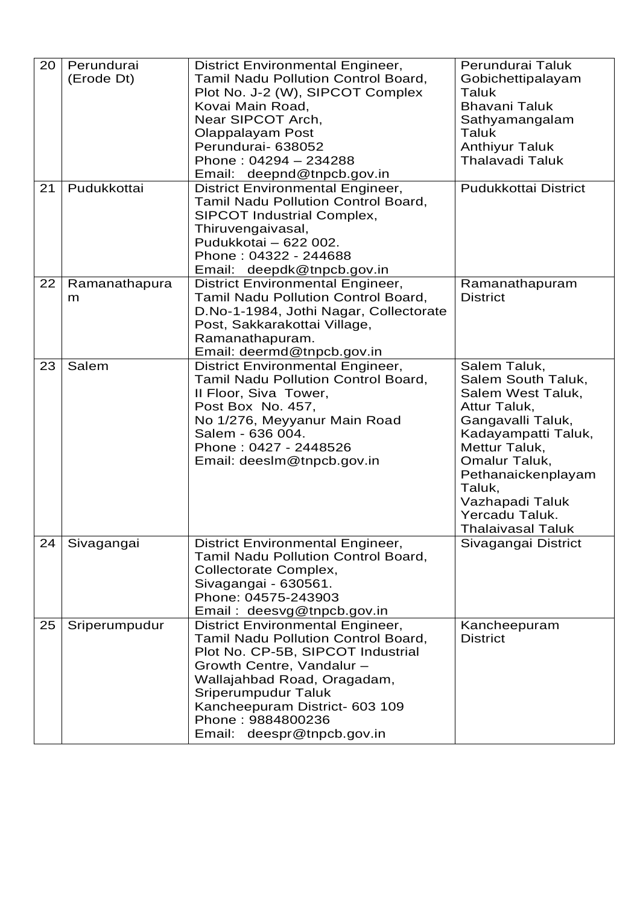| 20 | Perundurai (Erode Dt) | District Environmental Engineer, Tamil Nadu Pollution Control Board, Plot No. J-2 (W), SIPCOT Complex Kovai Main Road, Near SIPCOT Arch, Olappalayam Post Perundurai- 638052 Phone : 04294 – 234288 Email: deepnd@tnpcb.gov.in | Perundurai Taluk Gobichettipalayam Taluk Bhavani Taluk Sathyamangalam Taluk Anthiyur Taluk Thalavadi Taluk |
|---|---|---|---|
| 21 | Pudukkottai | District Environmental Engineer, Tamil Nadu Pollution Control Board, SIPCOT Industrial Complex, Thiruvengaivasal, Pudukkotai – 622 002. Phone : 04322 - 244688 Email: deepdk@tnpcb.gov.in | Pudukkottai District |
| 22 | Ramanathapuram | District Environmental Engineer, Tamil Nadu Pollution Control Board, D.No-1-1984, Jothi Nagar, Collectorate Post, Sakkarakottai Village, Ramanathapuram. Email: deermd@tnpcb.gov.in | Ramanathapuram District |
| 23 | Salem | District Environmental Engineer, Tamil Nadu Pollution Control Board, II Floor, Siva Tower, Post Box No. 457, No 1/276, Meyyanur Main Road Salem - 636 004. Phone : 0427 - 2448526 Email: deeslm@tnpcb.gov.in | Salem Taluk, Salem South Taluk, Salem West Taluk, Attur Taluk, Gangavalli Taluk, Kadayampatti Taluk, Mettur Taluk, Omalur Taluk, Pethanaickenplayam Taluk, Vazhapadi Taluk Yercadu Taluk. Thalaivasal Taluk |
| 24 | Sivagangai | District Environmental Engineer, Tamil Nadu Pollution Control Board, Collectorate Complex, Sivagangai - 630561. Phone: 04575-243903 Email : deesvg@tnpcb.gov.in | Sivagangai District |
| 25 | Sriperumpudur | District Environmental Engineer, Tamil Nadu Pollution Control Board, Plot No. CP-5B, SIPCOT Industrial Growth Centre, Vandalur – Wallajahbad Road, Oragadam, Sriperumpudur Taluk Kancheepuram District- 603 109 Phone : 9884800236 Email: deespr@tnpcb.gov.in | Kancheepuram District |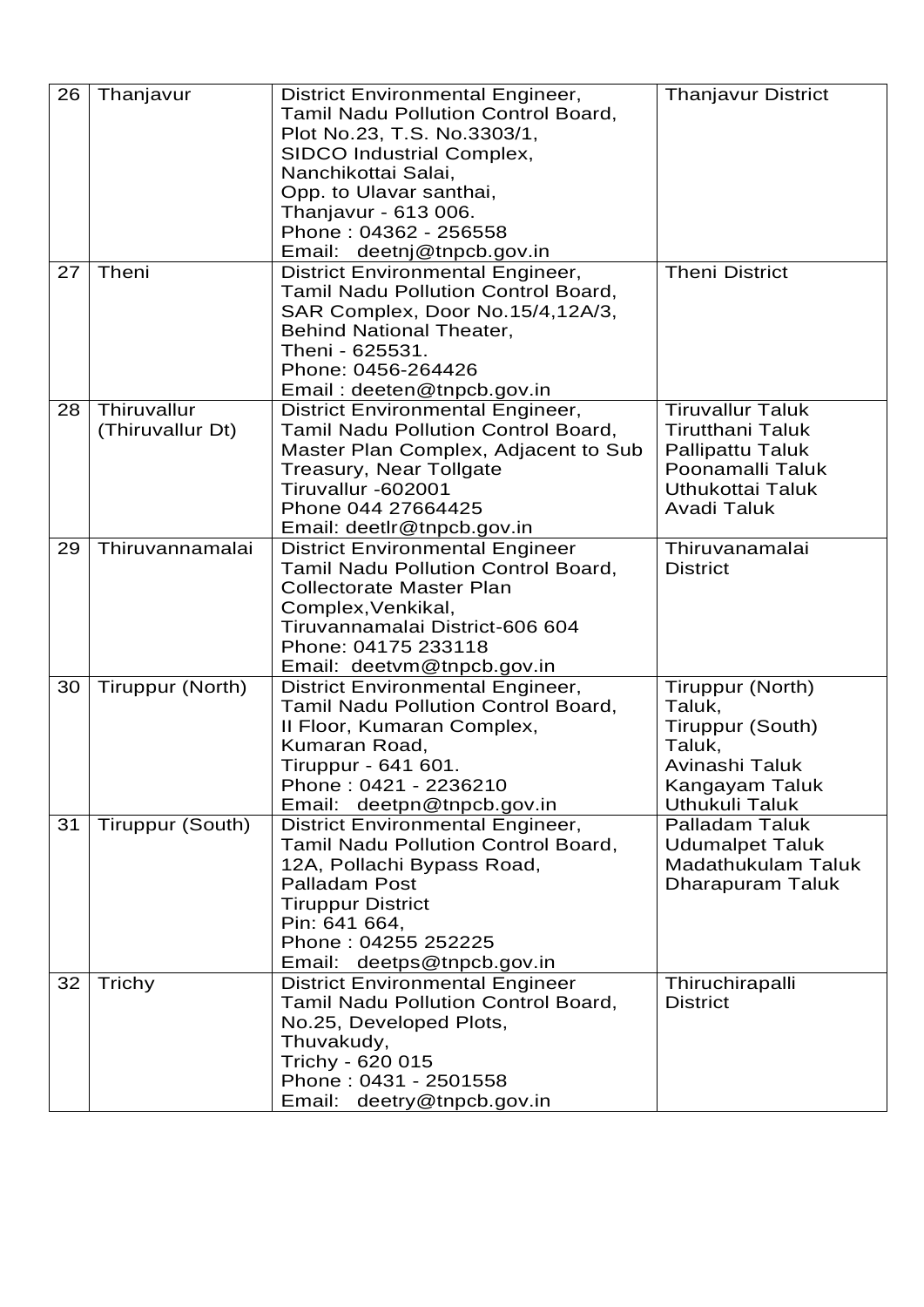| 26 | Thanjavur | District Environmental Engineer,<br>Tamil Nadu Pollution Control Board,<br>Plot No.23, T.S. No.3303/1,<br>SIDCO Industrial Complex,<br>Nanchikottai Salai,<br>Opp. to Ulavar santhai,<br>Thanjavur - 613 006.<br>Phone : 04362 - 256558<br>Email: deetnj@tnpcb.gov.in | Thanjavur District |
|---|---|---|---|
| 27 | Theni | District Environmental Engineer,<br>Tamil Nadu Pollution Control Board,<br>SAR Complex, Door No.15/4,12A/3,<br>Behind National Theater,<br>Theni - 625531.<br>Phone: 0456-264426<br>Email : deeten@tnpcb.gov.in | Theni District |
| 28 | Thiruvallur<br>(Thiruvallur Dt) | District Environmental Engineer,<br>Tamil Nadu Pollution Control Board,<br>Master Plan Complex, Adjacent to Sub Treasury, Near Tollgate<br>Tiruvallur -602001<br>Phone 044 27664425<br>Email: deetlr@tnpcb.gov.in | Tiruvallur Taluk<br>Tirutthani Taluk<br>Pallipattu Taluk<br>Poonamalli Taluk<br>Uthukottai Taluk<br>Avadi Taluk |
| 29 | Thiruvannamalai | District Environmental Engineer<br>Tamil Nadu Pollution Control Board,<br>Collectorate Master Plan Complex,Venkikal,<br>Tiruvannamalai District-606 604<br>Phone: 04175 233118<br>Email: deetvm@tnpcb.gov.in | Thiruvanamalai District |
| 30 | Tiruppur (North) | District Environmental Engineer,<br>Tamil Nadu Pollution Control Board,<br>II Floor, Kumaran Complex,<br>Kumaran Road,<br>Tiruppur - 641 601.<br>Phone : 0421 - 2236210<br>Email: deetpn@tnpcb.gov.in | Tiruppur (North) Taluk,<br>Tiruppur (South) Taluk,<br>Avinashi Taluk<br>Kangayam Taluk<br>Uthukuli Taluk |
| 31 | Tiruppur (South) | District Environmental Engineer,<br>Tamil Nadu Pollution Control Board,<br>12A, Pollachi Bypass Road,<br>Palladam Post<br>Tiruppur District<br>Pin: 641 664,<br>Phone : 04255 252225<br>Email: deetps@tnpcb.gov.in | Palladam Taluk<br>Udumalpet Taluk<br>Madathukulam Taluk<br>Dharapuram Taluk |
| 32 | Trichy | District Environmental Engineer<br>Tamil Nadu Pollution Control Board,<br>No.25, Developed Plots,<br>Thuvakudy,<br>Trichy - 620 015<br>Phone : 0431 - 2501558<br>Email: deetry@tnpcb.gov.in | Thiruchirapalli District |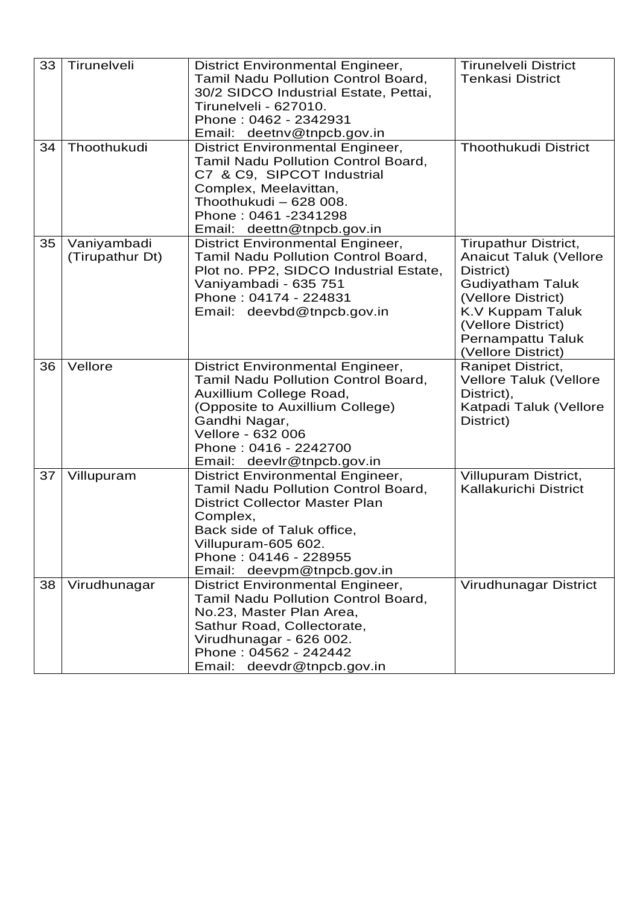| | | | |
|---|---|---|---|
| 33 | Tirunelveli | District Environmental Engineer,<br>Tamil Nadu Pollution Control Board,<br>30/2 SIDCO Industrial Estate, Pettai,<br>Tirunelveli - 627010.<br>Phone : 0462 - 2342931<br>Email: deetnv@tnpcb.gov.in | Tirunelveli District<br>Tenkasi District |
| 34 | Thoothukudi | District Environmental Engineer,<br>Tamil Nadu Pollution Control Board,<br>C7 & C9, SIPCOT Industrial Complex, Meelavittan,<br>Thoothukudi – 628 008.<br>Phone : 0461 -2341298<br>Email: deettn@tnpcb.gov.in | Thoothukudi District |
| 35 | Vaniyambadi (Tirupathur Dt) | District Environmental Engineer,<br>Tamil Nadu Pollution Control Board,<br>Plot no. PP2, SIDCO Industrial Estate,<br>Vaniyambadi - 635 751<br>Phone : 04174 - 224831<br>Email: deevbd@tnpcb.gov.in | Tirupathur District,<br>Anaicut Taluk (Vellore District)<br>Gudiyatham Taluk (Vellore District)<br>K.V Kuppam Taluk (Vellore District)<br>Pernampattu Taluk (Vellore District) |
| 36 | Vellore | District Environmental Engineer,<br>Tamil Nadu Pollution Control Board,<br>Auxillium College Road,<br>(Opposite to Auxillium College)<br>Gandhi Nagar,<br>Vellore - 632 006<br>Phone : 0416 - 2242700<br>Email: deevlr@tnpcb.gov.in | Ranipet District,<br>Vellore Taluk (Vellore District),<br>Katpadi Taluk (Vellore District) |
| 37 | Villupuram | District Environmental Engineer,<br>Tamil Nadu Pollution Control Board,<br>District Collector Master Plan Complex,<br>Back side of Taluk office,<br>Villupuram-605 602.<br>Phone : 04146 - 228955<br>Email: deevpm@tnpcb.gov.in | Villupuram District,<br>Kallakurichi District |
| 38 | Virudhunagar | District Environmental Engineer,<br>Tamil Nadu Pollution Control Board,<br>No.23, Master Plan Area,<br>Sathur Road, Collectorate,<br>Virudhunagar - 626 002.<br>Phone : 04562 - 242442<br>Email: deevdr@tnpcb.gov.in | Virudhunagar District |